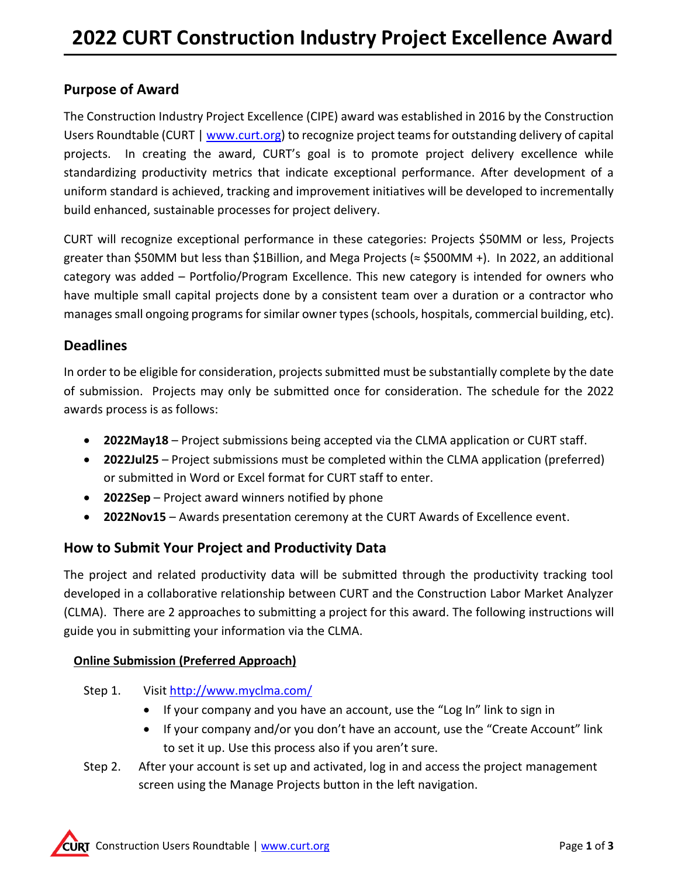# 2022 CURT Construction Industry Project Excellence Award

## Purpose of Award

The Construction Industry Project Excellence (CIPE) award was established in 2016 by the Construction Users Roundtable (CURT | www.curt.org) to recognize project teams for outstanding delivery of capital projects. In creating the award, CURT's goal is to promote project delivery excellence while standardizing productivity metrics that indicate exceptional performance. After development of a uniform standard is achieved, tracking and improvement initiatives will be developed to incrementally build enhanced, sustainable processes for project delivery.

CURT will recognize exceptional performance in these categories: Projects $50MM or less, Projects greater than $50MM but less than $1Billion, and Mega Projects (≈ $500MM +). In 2022, an additional category was added – Portfolio/Program Excellence. This new category is intended for owners who have multiple small capital projects done by a consistent team over a duration or a contractor who manages small ongoing programs for similar owner types (schools, hospitals, commercial building, etc).

## Deadlines

In order to be eligible for consideration, projects submitted must be substantially complete by the date of submission. Projects may only be submitted once for consideration. The schedule for the 2022 awards process is as follows:

- **2022May18** – Project submissions being accepted via the CLMA application or CURT staff.
- **2022Jul25** – Project submissions must be completed within the CLMA application (preferred) or submitted in Word or Excel format for CURT staff to enter.
- **2022Sep** – Project award winners notified by phone
- **2022Nov15** – Awards presentation ceremony at the CURT Awards of Excellence event.

## How to Submit Your Project and Productivity Data

The project and related productivity data will be submitted through the productivity tracking tool developed in a collaborative relationship between CURT and the Construction Labor Market Analyzer (CLMA). There are 2 approaches to submitting a project for this award. The following instructions will guide you in submitting your information via the CLMA.

### Online Submission (Preferred Approach)

Step 1. Visit http://www.myclma.com/
- If your company and you have an account, use the "Log In" link to sign in
- If your company and/or you don't have an account, use the "Create Account" link to set it up. Use this process also if you aren't sure.

Step 2. After your account is set up and activated, log in and access the project management screen using the Manage Projects button in the left navigation.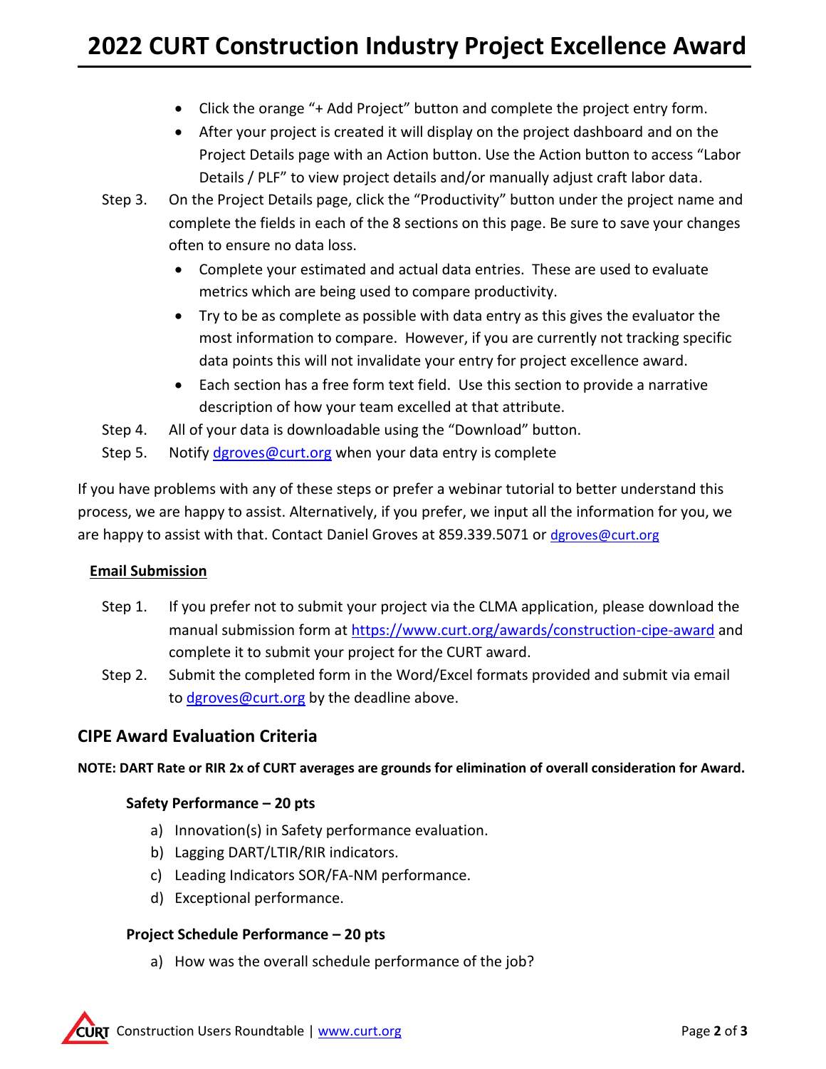- Click the orange "+ Add Project" button and complete the project entry form.
- After your project is created it will display on the project dashboard and on the Project Details page with an Action button. Use the Action button to access "Labor Details / PLF" to view project details and/or manually adjust craft labor data.

Step 3. On the Project Details page, click the "Productivity" button under the project name and complete the fields in each of the 8 sections on this page. Be sure to save your changes often to ensure no data loss.

- Complete your estimated and actual data entries. These are used to evaluate metrics which are being used to compare productivity.
- Try to be as complete as possible with data entry as this gives the evaluator the most information to compare. However, if you are currently not tracking specific data points this will not invalidate your entry for project excellence award.
- Each section has a free form text field. Use this section to provide a narrative description of how your team excelled at that attribute.

Step 4. All of your data is downloadable using the "Download" button.

Step 5. Notify dgroves@curt.org when your data entry is complete

If you have problems with any of these steps or prefer a webinar tutorial to better understand this process, we are happy to assist. Alternatively, if you prefer, we input all the information for you, we are happy to assist with that. Contact Daniel Groves at 859.339.5071 or dgroves@curt.org

**Email Submission**

Step 1. If you prefer not to submit your project via the CLMA application, please download the manual submission form at https://www.curt.org/awards/construction-cipe-award and complete it to submit your project for the CURT award.

Step 2. Submit the completed form in the Word/Excel formats provided and submit via email to dgroves@curt.org by the deadline above.

## CIPE Award Evaluation Criteria

**NOTE: DART Rate or RIR 2x of CURT averages are grounds for elimination of overall consideration for Award.**

### Safety Performance – 20 pts

a) Innovation(s) in Safety performance evaluation.
b) Lagging DART/LTIR/RIR indicators.
c) Leading Indicators SOR/FA-NM performance.
d) Exceptional performance.

### Project Schedule Performance – 20 pts

a) How was the overall schedule performance of the job?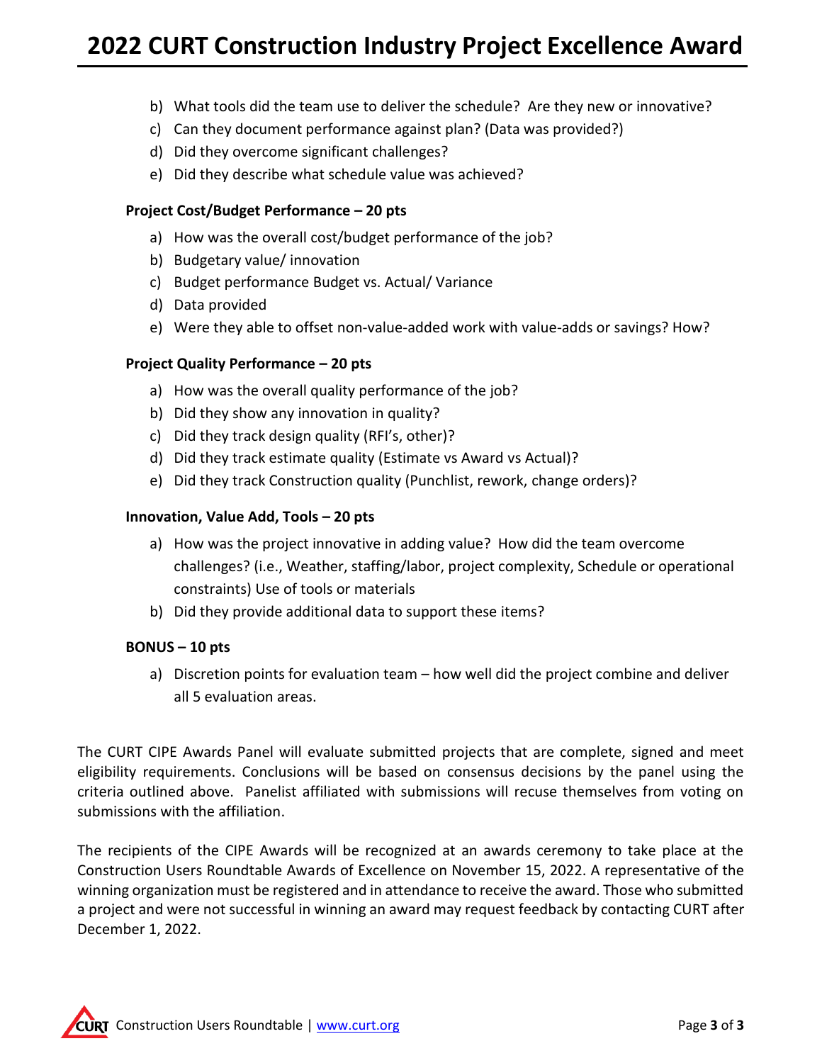b) What tools did the team use to deliver the schedule? Are they new or innovative?
c) Can they document performance against plan? (Data was provided?)
d) Did they overcome significant challenges?
e) Did they describe what schedule value was achieved?

**Project Cost/Budget Performance – 20 pts**

a) How was the overall cost/budget performance of the job?
b) Budgetary value/ innovation
c) Budget performance Budget vs. Actual/ Variance
d) Data provided
e) Were they able to offset non-value-added work with value-adds or savings? How?

**Project Quality Performance – 20 pts**

a) How was the overall quality performance of the job?
b) Did they show any innovation in quality?
c) Did they track design quality (RFI's, other)?
d) Did they track estimate quality (Estimate vs Award vs Actual)?
e) Did they track Construction quality (Punchlist, rework, change orders)?

**Innovation, Value Add, Tools – 20 pts**

a) How was the project innovative in adding value? How did the team overcome challenges? (i.e., Weather, staffing/labor, project complexity, Schedule or operational constraints) Use of tools or materials
b) Did they provide additional data to support these items?

**BONUS – 10 pts**

a) Discretion points for evaluation team – how well did the project combine and deliver all 5 evaluation areas.

The CURT CIPE Awards Panel will evaluate submitted projects that are complete, signed and meet eligibility requirements. Conclusions will be based on consensus decisions by the panel using the criteria outlined above. Panelist affiliated with submissions will recuse themselves from voting on submissions with the affiliation.

The recipients of the CIPE Awards will be recognized at an awards ceremony to take place at the Construction Users Roundtable Awards of Excellence on November 15, 2022. A representative of the winning organization must be registered and in attendance to receive the award. Those who submitted a project and were not successful in winning an award may request feedback by contacting CURT after December 1, 2022.